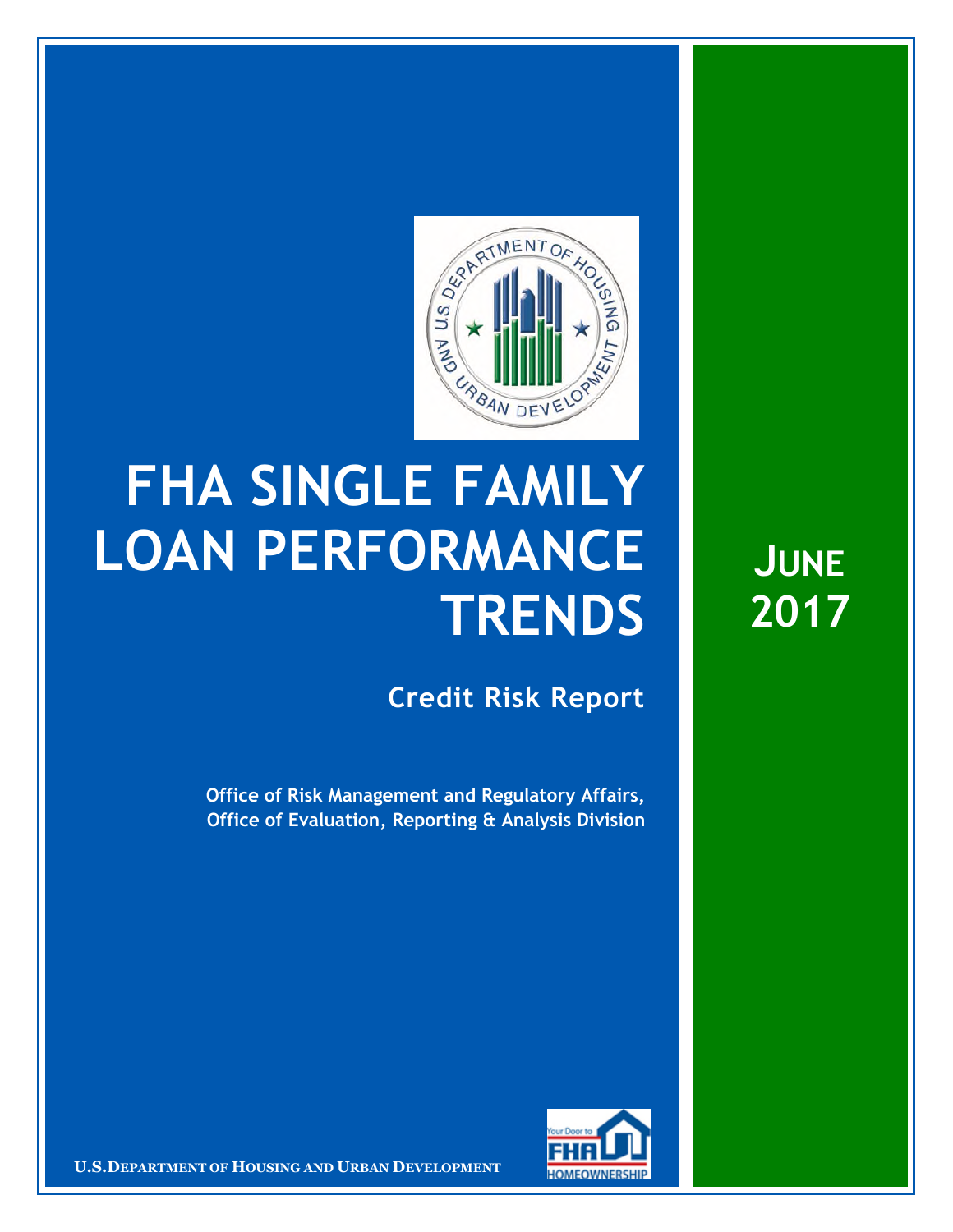# FHA SINGLE FAMILY LOAN PERFORMANCE TRENDS

## Credit Risk Report

**Office of Risk Management and Regulatory Affairs, Office of Evaluation, Reporting & Analysis Division**

**JUNE 2017**

U.S. DEPARTMENT OF HOUSING AND URBAN DEVELOPMENT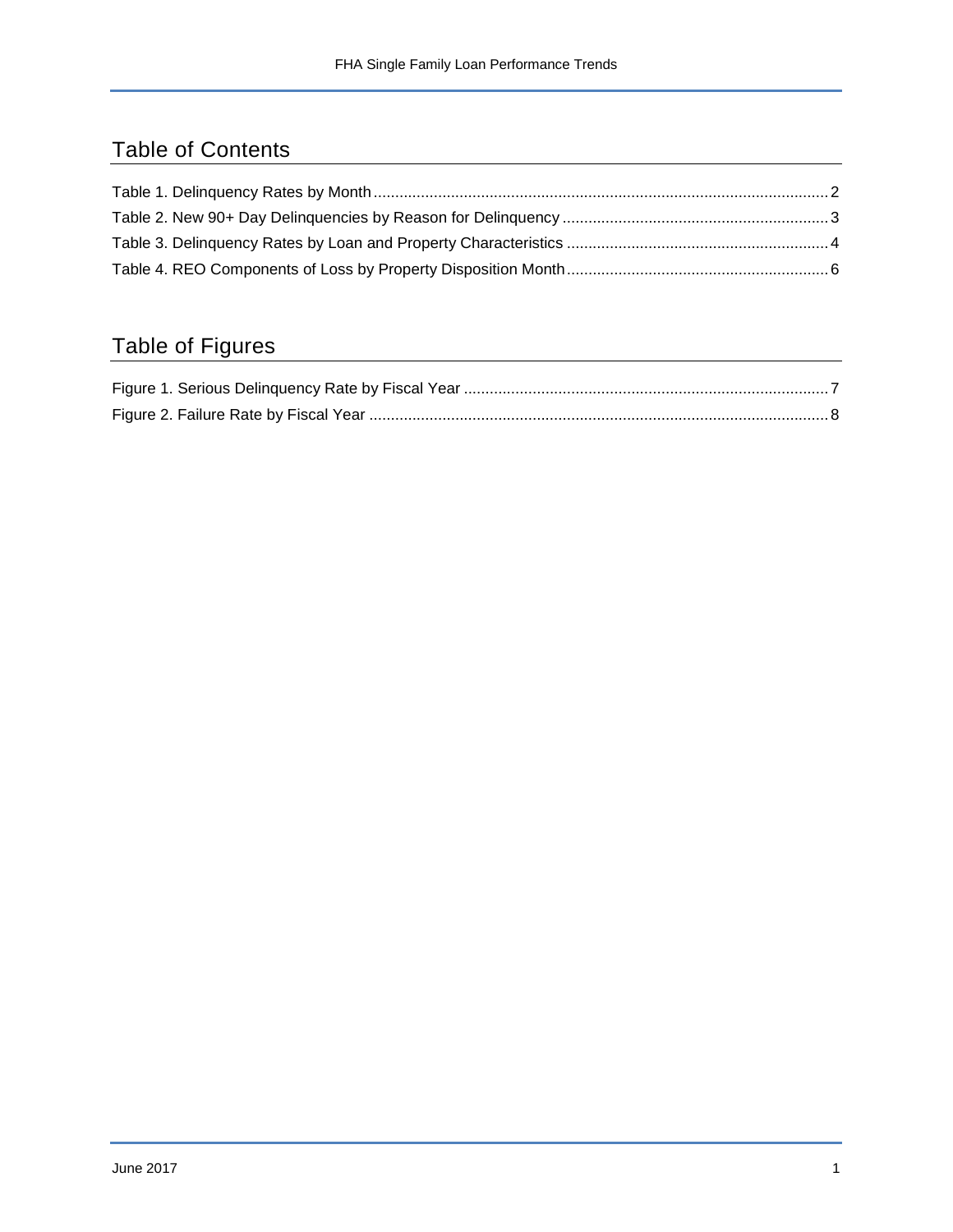## Table of Contents

Table 1. Delinquency Rates by Month ........................................................................................................ 2
Table 2. New 90+ Day Delinquencies by Reason for Delinquency ............................................................ 3
Table 3. Delinquency Rates by Loan and Property Characteristics ........................................................... 4
Table 4. REO Components of Loss by Property Disposition Month........................................................... 6

## Table of Figures

Figure 1. Serious Delinquency Rate by Fiscal Year .................................................................................... 7
Figure 2. Failure Rate by Fiscal Year ......................................................................................................... 8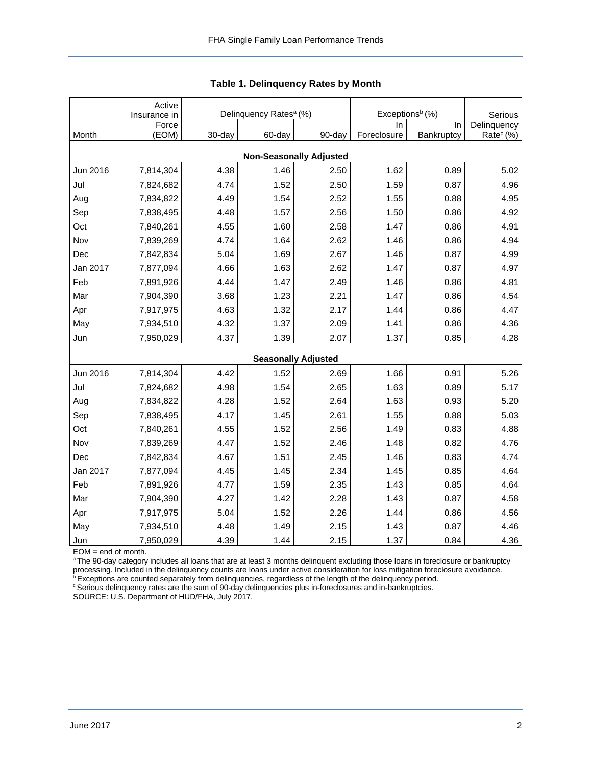## Table 1. Delinquency Rates by Month

| Month | Active Insurance in Force (EOM) | Delinquency Rates[a] (%) | | | Exceptions[b] (%) | | Serious Delinquency Rate[c] (%) |
|---|---|---|---|---|---|---|---|
| | | 30-day | 60-day | 90-day | In Foreclosure | In Bankruptcy | |
| **Non-Seasonally Adjusted** | | | | | | | |
| Jun 2016 | 7,814,304 | 4.38 | 1.46 | 2.50 | 1.62 | 0.89 | 5.02 |
| Jul | 7,824,682 | 4.74 | 1.52 | 2.50 | 1.59 | 0.87 | 4.96 |
| Aug | 7,834,822 | 4.49 | 1.54 | 2.52 | 1.55 | 0.88 | 4.95 |
| Sep | 7,838,495 | 4.48 | 1.57 | 2.56 | 1.50 | 0.86 | 4.92 |
| Oct | 7,840,261 | 4.55 | 1.60 | 2.58 | 1.47 | 0.86 | 4.91 |
| Nov | 7,839,269 | 4.74 | 1.64 | 2.62 | 1.46 | 0.86 | 4.94 |
| Dec | 7,842,834 | 5.04 | 1.69 | 2.67 | 1.46 | 0.87 | 4.99 |
| Jan 2017 | 7,877,094 | 4.66 | 1.63 | 2.62 | 1.47 | 0.87 | 4.97 |
| Feb | 7,891,926 | 4.44 | 1.47 | 2.49 | 1.46 | 0.86 | 4.81 |
| Mar | 7,904,390 | 3.68 | 1.23 | 2.21 | 1.47 | 0.86 | 4.54 |
| Apr | 7,917,975 | 4.63 | 1.32 | 2.17 | 1.44 | 0.86 | 4.47 |
| May | 7,934,510 | 4.32 | 1.37 | 2.09 | 1.41 | 0.86 | 4.36 |
| Jun | 7,950,029 | 4.37 | 1.39 | 2.07 | 1.37 | 0.85 | 4.28 |
| **Seasonally Adjusted** | | | | | | | |
| Jun 2016 | 7,814,304 | 4.42 | 1.52 | 2.69 | 1.66 | 0.91 | 5.26 |
| Jul | 7,824,682 | 4.98 | 1.54 | 2.65 | 1.63 | 0.89 | 5.17 |
| Aug | 7,834,822 | 4.28 | 1.52 | 2.64 | 1.63 | 0.93 | 5.20 |
| Sep | 7,838,495 | 4.17 | 1.45 | 2.61 | 1.55 | 0.88 | 5.03 |
| Oct | 7,840,261 | 4.55 | 1.52 | 2.56 | 1.49 | 0.83 | 4.88 |
| Nov | 7,839,269 | 4.47 | 1.52 | 2.46 | 1.48 | 0.82 | 4.76 |
| Dec | 7,842,834 | 4.67 | 1.51 | 2.45 | 1.46 | 0.83 | 4.74 |
| Jan 2017 | 7,877,094 | 4.45 | 1.45 | 2.34 | 1.45 | 0.85 | 4.64 |
| Feb | 7,891,926 | 4.77 | 1.59 | 2.35 | 1.43 | 0.85 | 4.64 |
| Mar | 7,904,390 | 4.27 | 1.42 | 2.28 | 1.43 | 0.87 | 4.58 |
| Apr | 7,917,975 | 5.04 | 1.52 | 2.26 | 1.44 | 0.86 | 4.56 |
| May | 7,934,510 | 4.48 | 1.49 | 2.15 | 1.43 | 0.87 | 4.46 |
| Jun | 7,950,029 | 4.39 | 1.44 | 2.15 | 1.37 | 0.84 | 4.36 |

EOM = end of month.

[a] The 90-day category includes all loans that are at least 3 months delinquent excluding those loans in foreclosure or bankruptcy processing. Included in the delinquency counts are loans under active consideration for loss mitigation foreclosure avoidance.

[b] Exceptions are counted separately from delinquencies, regardless of the length of the delinquency period.

[c] Serious delinquency rates are the sum of 90-day delinquencies plus in-foreclosures and in-bankruptcies.

SOURCE: U.S. Department of HUD/FHA, July 2017.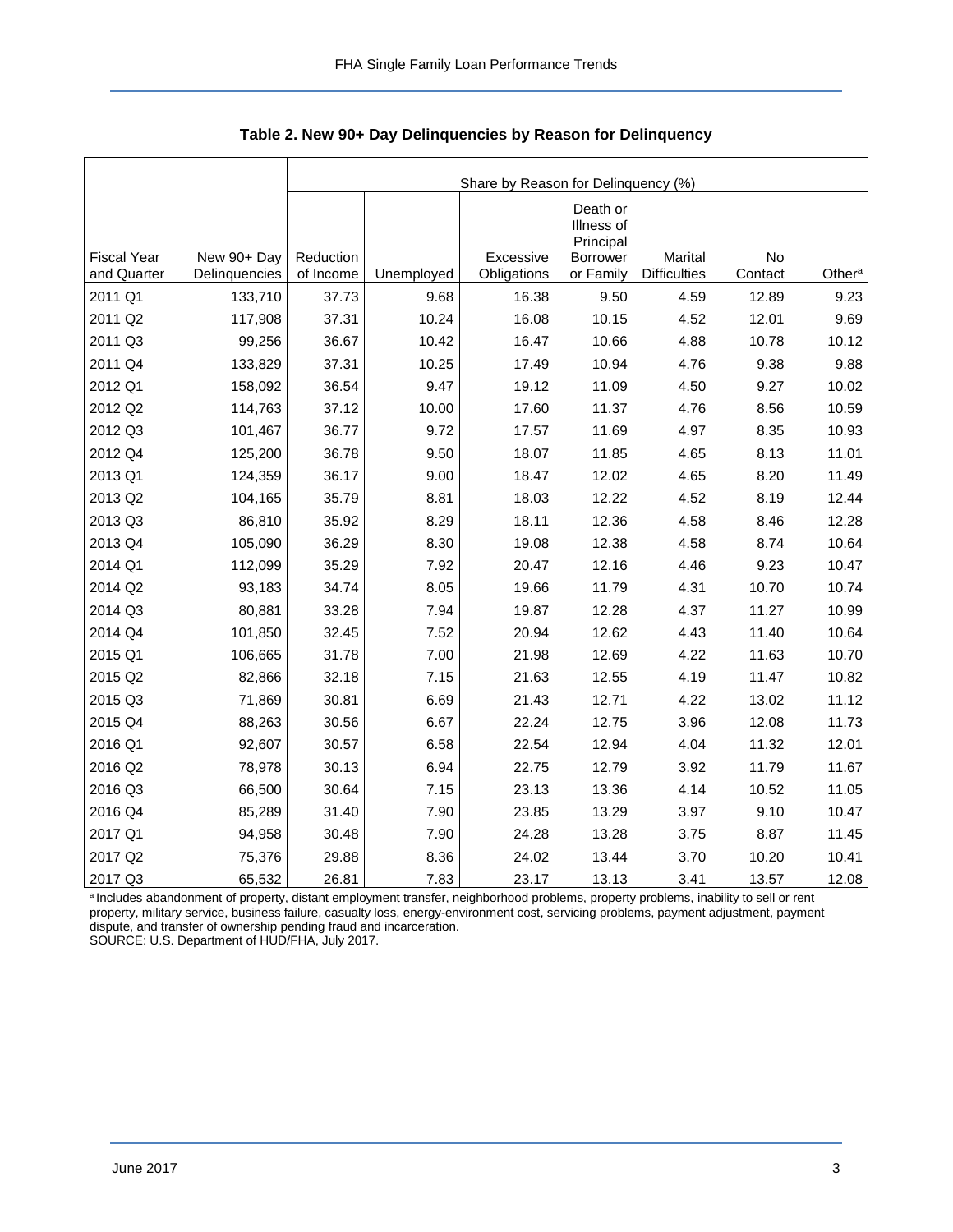**Table 2. New 90+ Day Delinquencies by Reason for Delinquency**

| | | Share by Reason for Delinquency (%) | | | | | | |
|---|---|---|---|---|---|---|---|---|
| Fiscal Year and Quarter | New 90+ Day Delinquencies | Reduction of Income | Unemployed | Excessive Obligations | Death or Illness of Principal Borrower or Family | Marital Difficulties | No Contact | Other[a] |
| 2011 Q1 | 133,710 | 37.73 | 9.68 | 16.38 | 9.50 | 4.59 | 12.89 | 9.23 |
| 2011 Q2 | 117,908 | 37.31 | 10.24 | 16.08 | 10.15 | 4.52 | 12.01 | 9.69 |
| 2011 Q3 | 99,256 | 36.67 | 10.42 | 16.47 | 10.66 | 4.88 | 10.78 | 10.12 |
| 2011 Q4 | 133,829 | 37.31 | 10.25 | 17.49 | 10.94 | 4.76 | 9.38 | 9.88 |
| 2012 Q1 | 158,092 | 36.54 | 9.47 | 19.12 | 11.09 | 4.50 | 9.27 | 10.02 |
| 2012 Q2 | 114,763 | 37.12 | 10.00 | 17.60 | 11.37 | 4.76 | 8.56 | 10.59 |
| 2012 Q3 | 101,467 | 36.77 | 9.72 | 17.57 | 11.69 | 4.97 | 8.35 | 10.93 |
| 2012 Q4 | 125,200 | 36.78 | 9.50 | 18.07 | 11.85 | 4.65 | 8.13 | 11.01 |
| 2013 Q1 | 124,359 | 36.17 | 9.00 | 18.47 | 12.02 | 4.65 | 8.20 | 11.49 |
| 2013 Q2 | 104,165 | 35.79 | 8.81 | 18.03 | 12.22 | 4.52 | 8.19 | 12.44 |
| 2013 Q3 | 86,810 | 35.92 | 8.29 | 18.11 | 12.36 | 4.58 | 8.46 | 12.28 |
| 2013 Q4 | 105,090 | 36.29 | 8.30 | 19.08 | 12.38 | 4.58 | 8.74 | 10.64 |
| 2014 Q1 | 112,099 | 35.29 | 7.92 | 20.47 | 12.16 | 4.46 | 9.23 | 10.47 |
| 2014 Q2 | 93,183 | 34.74 | 8.05 | 19.66 | 11.79 | 4.31 | 10.70 | 10.74 |
| 2014 Q3 | 80,881 | 33.28 | 7.94 | 19.87 | 12.28 | 4.37 | 11.27 | 10.99 |
| 2014 Q4 | 101,850 | 32.45 | 7.52 | 20.94 | 12.62 | 4.43 | 11.40 | 10.64 |
| 2015 Q1 | 106,665 | 31.78 | 7.00 | 21.98 | 12.69 | 4.22 | 11.63 | 10.70 |
| 2015 Q2 | 82,866 | 32.18 | 7.15 | 21.63 | 12.55 | 4.19 | 11.47 | 10.82 |
| 2015 Q3 | 71,869 | 30.81 | 6.69 | 21.43 | 12.71 | 4.22 | 13.02 | 11.12 |
| 2015 Q4 | 88,263 | 30.56 | 6.67 | 22.24 | 12.75 | 3.96 | 12.08 | 11.73 |
| 2016 Q1 | 92,607 | 30.57 | 6.58 | 22.54 | 12.94 | 4.04 | 11.32 | 12.01 |
| 2016 Q2 | 78,978 | 30.13 | 6.94 | 22.75 | 12.79 | 3.92 | 11.79 | 11.67 |
| 2016 Q3 | 66,500 | 30.64 | 7.15 | 23.13 | 13.36 | 4.14 | 10.52 | 11.05 |
| 2016 Q4 | 85,289 | 31.40 | 7.90 | 23.85 | 13.29 | 3.97 | 9.10 | 10.47 |
| 2017 Q1 | 94,958 | 30.48 | 7.90 | 24.28 | 13.28 | 3.75 | 8.87 | 11.45 |
| 2017 Q2 | 75,376 | 29.88 | 8.36 | 24.02 | 13.44 | 3.70 | 10.20 | 10.41 |
| 2017 Q3 | 65,532 | 26.81 | 7.83 | 23.17 | 13.13 | 3.41 | 13.57 | 12.08 |

[a] Includes abandonment of property, distant employment transfer, neighborhood problems, property problems, inability to sell or rent property, military service, business failure, casualty loss, energy-environment cost, servicing problems, payment adjustment, payment dispute, and transfer of ownership pending fraud and incarceration.

SOURCE: U.S. Department of HUD/FHA, July 2017.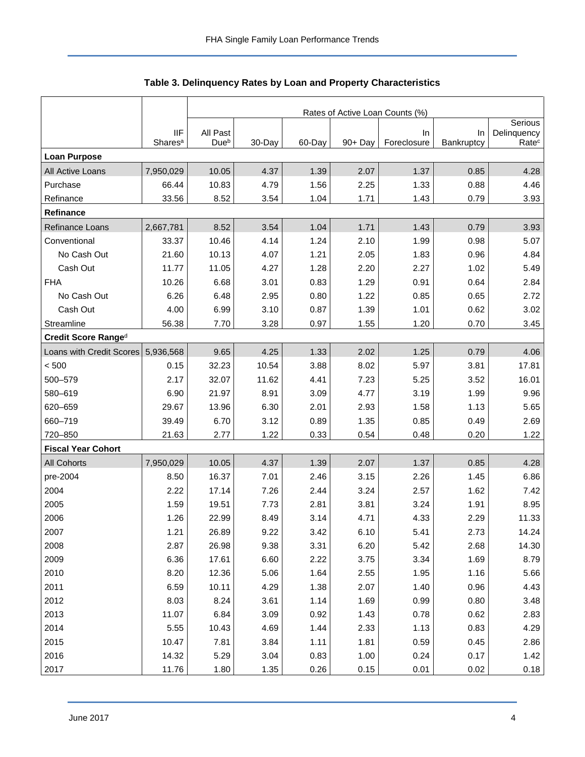**Table 3. Delinquency Rates by Loan and Property Characteristics**

| | | Rates of Active Loan Counts (%) | | | | | | |
|---|---|---|---|---|---|---|---|---|
| | IIF Shares[a] | All Past Due[b] | 30-Day | 60-Day | 90+ Day | In Foreclosure | In Bankruptcy | Serious Delinquency Rate[c] |
| **Loan Purpose** | | | | | | | | |
| All Active Loans | 7,950,029 | 10.05 | 4.37 | 1.39 | 2.07 | 1.37 | 0.85 | 4.28 |
| Purchase | 66.44 | 10.83 | 4.79 | 1.56 | 2.25 | 1.33 | 0.88 | 4.46 |
| Refinance | 33.56 | 8.52 | 3.54 | 1.04 | 1.71 | 1.43 | 0.79 | 3.93 |
| **Refinance** | | | | | | | | |
| Refinance Loans | 2,667,781 | 8.52 | 3.54 | 1.04 | 1.71 | 1.43 | 0.79 | 3.93 |
| Conventional | 33.37 | 10.46 | 4.14 | 1.24 | 2.10 | 1.99 | 0.98 | 5.07 |
| No Cash Out | 21.60 | 10.13 | 4.07 | 1.21 | 2.05 | 1.83 | 0.96 | 4.84 |
| Cash Out | 11.77 | 11.05 | 4.27 | 1.28 | 2.20 | 2.27 | 1.02 | 5.49 |
| FHA | 10.26 | 6.68 | 3.01 | 0.83 | 1.29 | 0.91 | 0.64 | 2.84 |
| No Cash Out | 6.26 | 6.48 | 2.95 | 0.80 | 1.22 | 0.85 | 0.65 | 2.72 |
| Cash Out | 4.00 | 6.99 | 3.10 | 0.87 | 1.39 | 1.01 | 0.62 | 3.02 |
| Streamline | 56.38 | 7.70 | 3.28 | 0.97 | 1.55 | 1.20 | 0.70 | 3.45 |
| **Credit Score Range[d]** | | | | | | | | |
| Loans with Credit Scores | 5,936,568 | 9.65 | 4.25 | 1.33 | 2.02 | 1.25 | 0.79 | 4.06 |
| < 500 | 0.15 | 32.23 | 10.54 | 3.88 | 8.02 | 5.97 | 3.81 | 17.81 |
| 500–579 | 2.17 | 32.07 | 11.62 | 4.41 | 7.23 | 5.25 | 3.52 | 16.01 |
| 580–619 | 6.90 | 21.97 | 8.91 | 3.09 | 4.77 | 3.19 | 1.99 | 9.96 |
| 620–659 | 29.67 | 13.96 | 6.30 | 2.01 | 2.93 | 1.58 | 1.13 | 5.65 |
| 660–719 | 39.49 | 6.70 | 3.12 | 0.89 | 1.35 | 0.85 | 0.49 | 2.69 |
| 720–850 | 21.63 | 2.77 | 1.22 | 0.33 | 0.54 | 0.48 | 0.20 | 1.22 |
| **Fiscal Year Cohort** | | | | | | | | |
| All Cohorts | 7,950,029 | 10.05 | 4.37 | 1.39 | 2.07 | 1.37 | 0.85 | 4.28 |
| pre-2004 | 8.50 | 16.37 | 7.01 | 2.46 | 3.15 | 2.26 | 1.45 | 6.86 |
| 2004 | 2.22 | 17.14 | 7.26 | 2.44 | 3.24 | 2.57 | 1.62 | 7.42 |
| 2005 | 1.59 | 19.51 | 7.73 | 2.81 | 3.81 | 3.24 | 1.91 | 8.95 |
| 2006 | 1.26 | 22.99 | 8.49 | 3.14 | 4.71 | 4.33 | 2.29 | 11.33 |
| 2007 | 1.21 | 26.89 | 9.22 | 3.42 | 6.10 | 5.41 | 2.73 | 14.24 |
| 2008 | 2.87 | 26.98 | 9.38 | 3.31 | 6.20 | 5.42 | 2.68 | 14.30 |
| 2009 | 6.36 | 17.61 | 6.60 | 2.22 | 3.75 | 3.34 | 1.69 | 8.79 |
| 2010 | 8.20 | 12.36 | 5.06 | 1.64 | 2.55 | 1.95 | 1.16 | 5.66 |
| 2011 | 6.59 | 10.11 | 4.29 | 1.38 | 2.07 | 1.40 | 0.96 | 4.43 |
| 2012 | 8.03 | 8.24 | 3.61 | 1.14 | 1.69 | 0.99 | 0.80 | 3.48 |
| 2013 | 11.07 | 6.84 | 3.09 | 0.92 | 1.43 | 0.78 | 0.62 | 2.83 |
| 2014 | 5.55 | 10.43 | 4.69 | 1.44 | 2.33 | 1.13 | 0.83 | 4.29 |
| 2015 | 10.47 | 7.81 | 3.84 | 1.11 | 1.81 | 0.59 | 0.45 | 2.86 |
| 2016 | 14.32 | 5.29 | 3.04 | 0.83 | 1.00 | 0.24 | 0.17 | 1.42 |
| 2017 | 11.76 | 1.80 | 1.35 | 0.26 | 0.15 | 0.01 | 0.02 | 0.18 |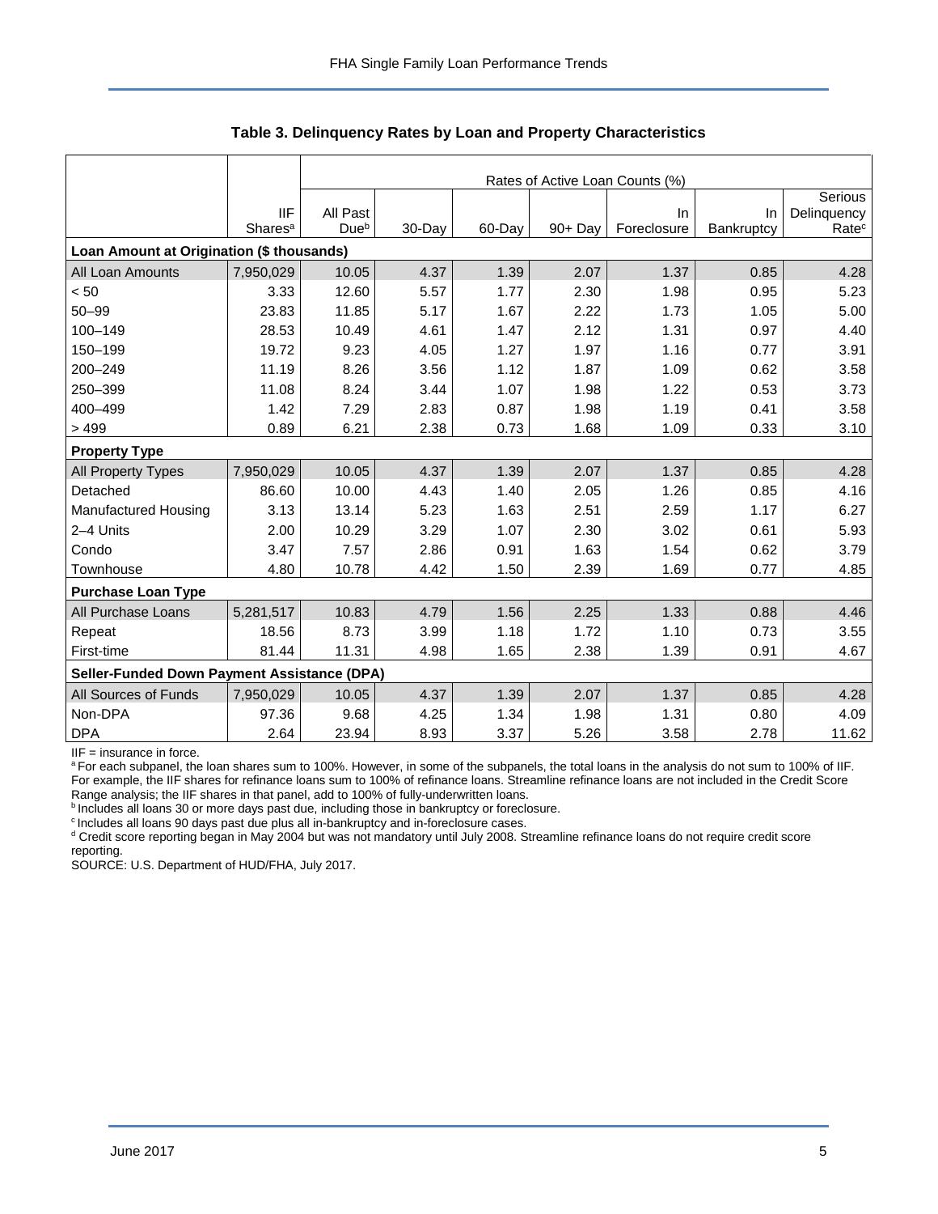## Table 3. Delinquency Rates by Loan and Property Characteristics

| | | Rates of Active Loan Counts (%) | | | | | | |
|---|---|---|---|---|---|---|---|---|
| | IIF Shares[a] | All Past Due[b] | 30-Day | 60-Day | 90+ Day | In Foreclosure | In Bankruptcy | Serious Delinquency Rate[c] |
| **Loan Amount at Origination ($ thousands)** | | | | | | | | |
| All Loan Amounts | 7,950,029 | 10.05 | 4.37 | 1.39 | 2.07 | 1.37 | 0.85 | 4.28 |
| < 50 | 3.33 | 12.60 | 5.57 | 1.77 | 2.30 | 1.98 | 0.95 | 5.23 |
| 50–99 | 23.83 | 11.85 | 5.17 | 1.67 | 2.22 | 1.73 | 1.05 | 5.00 |
| 100–149 | 28.53 | 10.49 | 4.61 | 1.47 | 2.12 | 1.31 | 0.97 | 4.40 |
| 150–199 | 19.72 | 9.23 | 4.05 | 1.27 | 1.97 | 1.16 | 0.77 | 3.91 |
| 200–249 | 11.19 | 8.26 | 3.56 | 1.12 | 1.87 | 1.09 | 0.62 | 3.58 |
| 250–399 | 11.08 | 8.24 | 3.44 | 1.07 | 1.98 | 1.22 | 0.53 | 3.73 |
| 400–499 | 1.42 | 7.29 | 2.83 | 0.87 | 1.98 | 1.19 | 0.41 | 3.58 |
| > 499 | 0.89 | 6.21 | 2.38 | 0.73 | 1.68 | 1.09 | 0.33 | 3.10 |
| **Property Type** | | | | | | | | |
| All Property Types | 7,950,029 | 10.05 | 4.37 | 1.39 | 2.07 | 1.37 | 0.85 | 4.28 |
| Detached | 86.60 | 10.00 | 4.43 | 1.40 | 2.05 | 1.26 | 0.85 | 4.16 |
| Manufactured Housing | 3.13 | 13.14 | 5.23 | 1.63 | 2.51 | 2.59 | 1.17 | 6.27 |
| 2–4 Units | 2.00 | 10.29 | 3.29 | 1.07 | 2.30 | 3.02 | 0.61 | 5.93 |
| Condo | 3.47 | 7.57 | 2.86 | 0.91 | 1.63 | 1.54 | 0.62 | 3.79 |
| Townhouse | 4.80 | 10.78 | 4.42 | 1.50 | 2.39 | 1.69 | 0.77 | 4.85 |
| **Purchase Loan Type** | | | | | | | | |
| All Purchase Loans | 5,281,517 | 10.83 | 4.79 | 1.56 | 2.25 | 1.33 | 0.88 | 4.46 |
| Repeat | 18.56 | 8.73 | 3.99 | 1.18 | 1.72 | 1.10 | 0.73 | 3.55 |
| First-time | 81.44 | 11.31 | 4.98 | 1.65 | 2.38 | 1.39 | 0.91 | 4.67 |
| **Seller-Funded Down Payment Assistance (DPA)** | | | | | | | | |
| All Sources of Funds | 7,950,029 | 10.05 | 4.37 | 1.39 | 2.07 | 1.37 | 0.85 | 4.28 |
| Non-DPA | 97.36 | 9.68 | 4.25 | 1.34 | 1.98 | 1.31 | 0.80 | 4.09 |
| DPA | 2.64 | 23.94 | 8.93 | 3.37 | 5.26 | 3.58 | 2.78 | 11.62 |

IIF = insurance in force.

[a] For each subpanel, the loan shares sum to 100%. However, in some of the subpanels, the total loans in the analysis do not sum to 100% of IIF. For example, the IIF shares for refinance loans sum to 100% of refinance loans. Streamline refinance loans are not included in the Credit Score Range analysis; the IIF shares in that panel, add to 100% of fully-underwritten loans.

[b] Includes all loans 30 or more days past due, including those in bankruptcy or foreclosure.

[c] Includes all loans 90 days past due plus all in-bankruptcy and in-foreclosure cases.

[d] Credit score reporting began in May 2004 but was not mandatory until July 2008. Streamline refinance loans do not require credit score reporting.

SOURCE: U.S. Department of HUD/FHA, July 2017.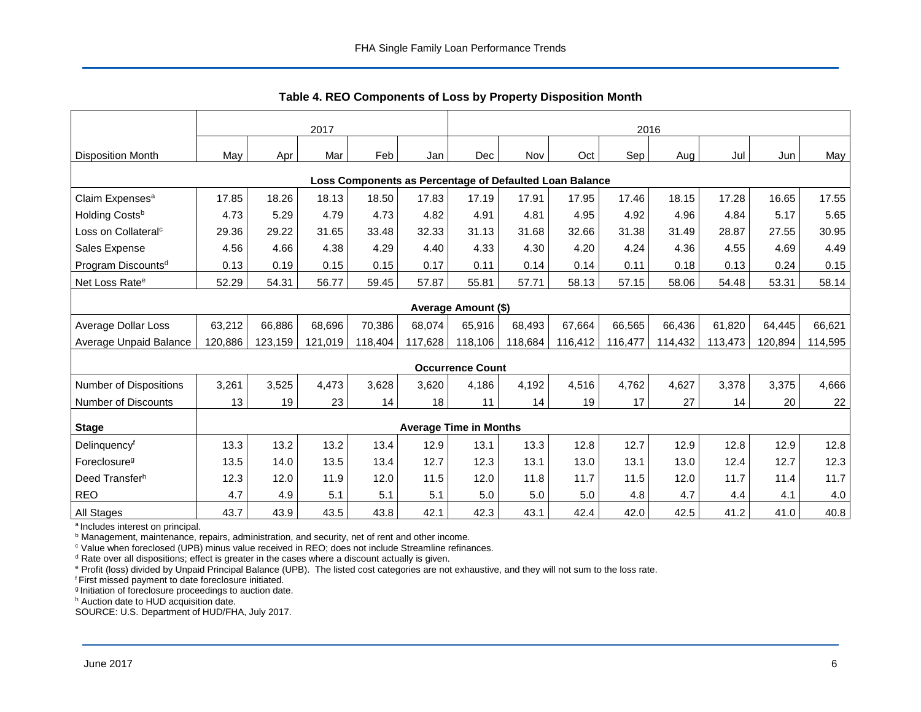### Table 4. REO Components of Loss by Property Disposition Month

| | 2017 | | | | | 2016 | | | | | | | |
|---|---|---|---|---|---|---|---|---|---|---|---|---|---|
| Disposition Month | May | Apr | Mar | Feb | Jan | Dec | Nov | Oct | Sep | Aug | Jul | Jun | May |
| **Loss Components as Percentage of Defaulted Loan Balance** | | | | | | | | | | | | | |
| Claim Expenses[a] | 17.85 | 18.26 | 18.13 | 18.50 | 17.83 | 17.19 | 17.91 | 17.95 | 17.46 | 18.15 | 17.28 | 16.65 | 17.55 |
| Holding Costs[b] | 4.73 | 5.29 | 4.79 | 4.73 | 4.82 | 4.91 | 4.81 | 4.95 | 4.92 | 4.96 | 4.84 | 5.17 | 5.65 |
| Loss on Collateral[c] | 29.36 | 29.22 | 31.65 | 33.48 | 32.33 | 31.13 | 31.68 | 32.66 | 31.38 | 31.49 | 28.87 | 27.55 | 30.95 |
| Sales Expense | 4.56 | 4.66 | 4.38 | 4.29 | 4.40 | 4.33 | 4.30 | 4.20 | 4.24 | 4.36 | 4.55 | 4.69 | 4.49 |
| Program Discounts[d] | 0.13 | 0.19 | 0.15 | 0.15 | 0.17 | 0.11 | 0.14 | 0.14 | 0.11 | 0.18 | 0.13 | 0.24 | 0.15 |
| Net Loss Rate[e] | 52.29 | 54.31 | 56.77 | 59.45 | 57.87 | 55.81 | 57.71 | 58.13 | 57.15 | 58.06 | 54.48 | 53.31 | 58.14 |
| **Average Amount ($)** | | | | | | | | | | | | | |
| Average Dollar Loss | 63,212 | 66,886 | 68,696 | 70,386 | 68,074 | 65,916 | 68,493 | 67,664 | 66,565 | 66,436 | 61,820 | 64,445 | 66,621 |
| Average Unpaid Balance | 120,886 | 123,159 | 121,019 | 118,404 | 117,628 | 118,106 | 118,684 | 116,412 | 116,477 | 114,432 | 113,473 | 120,894 | 114,595 |
| **Occurrence Count** | | | | | | | | | | | | | |
| Number of Dispositions | 3,261 | 3,525 | 4,473 | 3,628 | 3,620 | 4,186 | 4,192 | 4,516 | 4,762 | 4,627 | 3,378 | 3,375 | 4,666 |
| Number of Discounts | 13 | 19 | 23 | 14 | 18 | 11 | 14 | 19 | 17 | 27 | 14 | 20 | 22 |
| **Stage** | **Average Time in Months** | | | | | | | | | | | | |
| Delinquency[f] | 13.3 | 13.2 | 13.2 | 13.4 | 12.9 | 13.1 | 13.3 | 12.8 | 12.7 | 12.9 | 12.8 | 12.9 | 12.8 |
| Foreclosure[g] | 13.5 | 14.0 | 13.5 | 13.4 | 12.7 | 12.3 | 13.1 | 13.0 | 13.1 | 13.0 | 12.4 | 12.7 | 12.3 |
| Deed Transfer[h] | 12.3 | 12.0 | 11.9 | 12.0 | 11.5 | 12.0 | 11.8 | 11.7 | 11.5 | 12.0 | 11.7 | 11.4 | 11.7 |
| REO | 4.7 | 4.9 | 5.1 | 5.1 | 5.1 | 5.0 | 5.0 | 5.0 | 4.8 | 4.7 | 4.4 | 4.1 | 4.0 |
| All Stages | 43.7 | 43.9 | 43.5 | 43.8 | 42.1 | 42.3 | 43.1 | 42.4 | 42.0 | 42.5 | 41.2 | 41.0 | 40.8 |

[a] Includes interest on principal.
[b] Management, maintenance, repairs, administration, and security, net of rent and other income.
[c] Value when foreclosed (UPB) minus value received in REO; does not include Streamline refinances.
[d] Rate over all dispositions; effect is greater in the cases where a discount actually is given.
[e] Profit (loss) divided by Unpaid Principal Balance (UPB). The listed cost categories are not exhaustive, and they will not sum to the loss rate.
[f] First missed payment to date foreclosure initiated.
[g] Initiation of foreclosure proceedings to auction date.
[h] Auction date to HUD acquisition date.
SOURCE: U.S. Department of HUD/FHA, July 2017.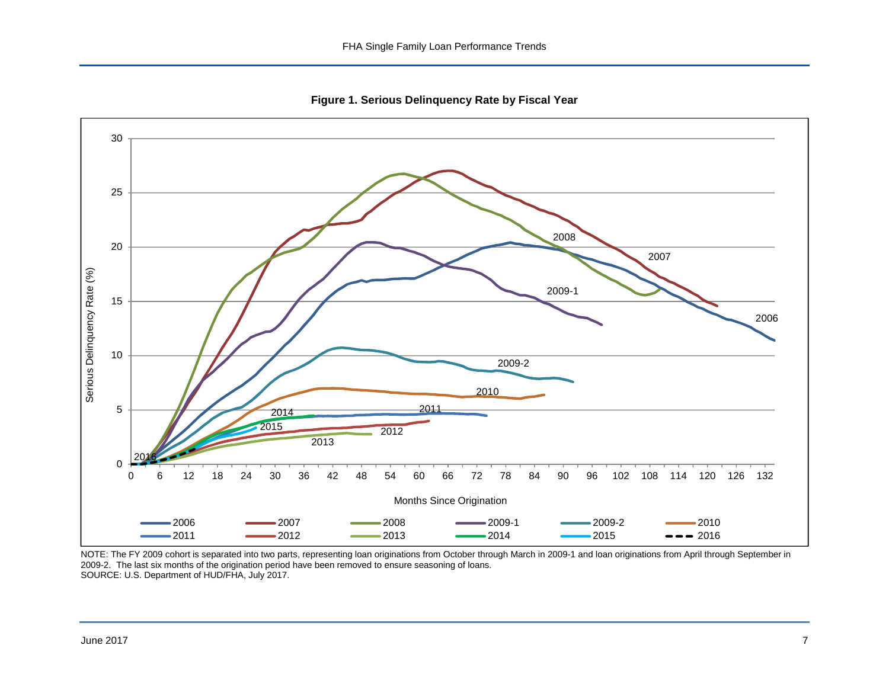**Figure 1. Serious Delinquency Rate by Fiscal Year**

NOTE: The FY 2009 cohort is separated into two parts, representing loan originations from October through March in 2009-1 and loan originations from April through September in 2009-2. The last six months of the origination period have been removed to ensure seasoning of loans.
SOURCE: U.S. Department of HUD/FHA, July 2017.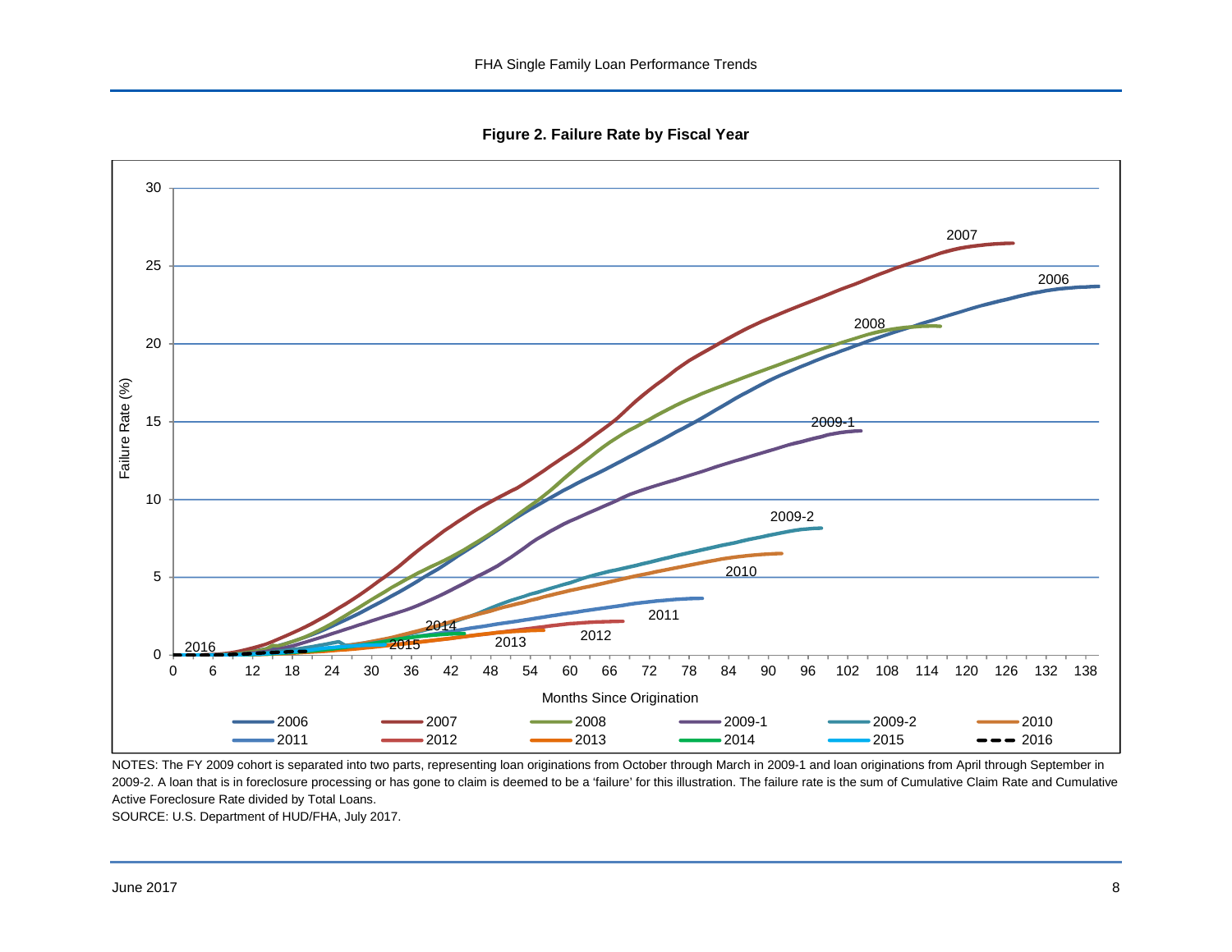**Figure 2. Failure Rate by Fiscal Year**

30
25
20
15
10
5
0

Failure Rate (%)

0 6 12 18 24 30 36 42 48 54 60 66 72 78 84 90 96 102 108 114 120 126 132 138

Months Since Origination

2007
2006
2008
2009-1
2009-2
2010
2011
2012
2013
2014
2015
2016

2006 2007 2008 2009-1 2009-2 2010
2011 2012 2013 2014 2015 2016

NOTES: The FY 2009 cohort is separated into two parts, representing loan originations from October through March in 2009-1 and loan originations from April through September in 2009-2. A loan that is in foreclosure processing or has gone to claim is deemed to be a 'failure' for this illustration. The failure rate is the sum of Cumulative Claim Rate and Cumulative Active Foreclosure Rate divided by Total Loans.

SOURCE: U.S. Department of HUD/FHA, July 2017.